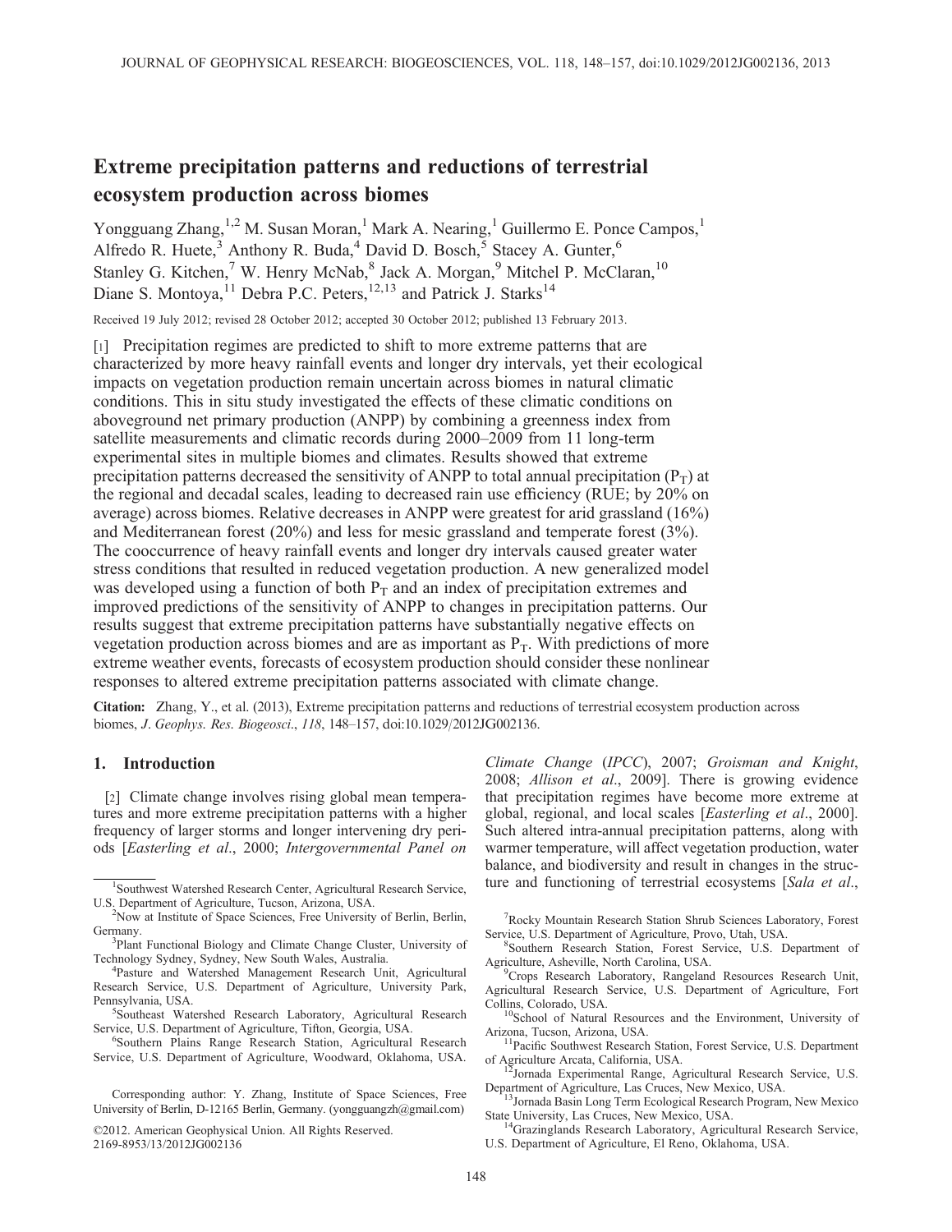# Extreme precipitation patterns and reductions of terrestrial ecosystem production across biomes

Yongguang Zhang,[1,2] M. Susan Moran,[1] Mark A. Nearing,[1] Guillermo E. Ponce Campos,[1] Alfredo R. Huete,[3] Anthony R. Buda,[4] David D. Bosch,[5] Stacey A. Gunter,[6] Stanley G. Kitchen,[7] W. Henry McNab,[8] Jack A. Morgan,[9] Mitchel P. McClaran,[10] Diane S. Montoya,[11] Debra P.C. Peters,[12,13] and Patrick J. Starks[14]

Received 19 July 2012; revised 28 October 2012; accepted 30 October 2012; published 13 February 2013.

[1] Precipitation regimes are predicted to shift to more extreme patterns that are characterized by more heavy rainfall events and longer dry intervals, yet their ecological impacts on vegetation production remain uncertain across biomes in natural climatic conditions. This in situ study investigated the effects of these climatic conditions on aboveground net primary production (ANPP) by combining a greenness index from satellite measurements and climatic records during 2000–2009 from 11 long-term experimental sites in multiple biomes and climates. Results showed that extreme precipitation patterns decreased the sensitivity of ANPP to total annual precipitation ($P_T$) at the regional and decadal scales, leading to decreased rain use efficiency (RUE; by 20% on average) across biomes. Relative decreases in ANPP were greatest for arid grassland (16%) and Mediterranean forest (20%) and less for mesic grassland and temperate forest (3%). The cooccurrence of heavy rainfall events and longer dry intervals caused greater water stress conditions that resulted in reduced vegetation production. A new generalized model was developed using a function of both $P_T$ and an index of precipitation extremes and improved predictions of the sensitivity of ANPP to changes in precipitation patterns. Our results suggest that extreme precipitation patterns have substantially negative effects on vegetation production across biomes and are as important as $P_T$. With predictions of more extreme weather events, forecasts of ecosystem production should consider these nonlinear responses to altered extreme precipitation patterns associated with climate change.

**Citation:** Zhang, Y., et al. (2013), Extreme precipitation patterns and reductions of terrestrial ecosystem production across biomes, *J. Geophys. Res. Biogeosci.*, *118*, 148–157, doi:10.1029/2012JG002136.

## 1. Introduction

[2] Climate change involves rising global mean temperatures and more extreme precipitation patterns with a higher frequency of larger storms and longer intervening dry periods [*Easterling et al.*, 2000; *Intergovernmental Panel on Climate Change* (*IPCC*), 2007; *Groisman and Knight*, 2008; *Allison et al.*, 2009]. There is growing evidence that precipitation regimes have become more extreme at global, regional, and local scales [*Easterling et al.*, 2000]. Such altered intra-annual precipitation patterns, along with warmer temperature, will affect vegetation production, water balance, and biodiversity and result in changes in the structure and functioning of terrestrial ecosystems [*Sala et al.*,

[1]Southwest Watershed Research Center, Agricultural Research Service, U.S. Department of Agriculture, Tucson, Arizona, USA.

[2]Now at Institute of Space Sciences, Free University of Berlin, Berlin, Germany.

[3]Plant Functional Biology and Climate Change Cluster, University of Technology Sydney, Sydney, New South Wales, Australia.

[4]Pasture and Watershed Management Research Unit, Agricultural Research Service, U.S. Department of Agriculture, University Park, Pennsylvania, USA.

[5]Southeast Watershed Research Laboratory, Agricultural Research Service, U.S. Department of Agriculture, Tifton, Georgia, USA.

[6]Southern Plains Range Research Station, Agricultural Research Service, U.S. Department of Agriculture, Woodward, Oklahoma, USA.

[7]Rocky Mountain Research Station Shrub Sciences Laboratory, Forest Service, U.S. Department of Agriculture, Provo, Utah, USA.

[8]Southern Research Station, Forest Service, U.S. Department of Agriculture, Asheville, North Carolina, USA.

[9]Crops Research Laboratory, Rangeland Resources Research Unit, Agricultural Research Service, U.S. Department of Agriculture, Fort Collins, Colorado, USA.

[10]School of Natural Resources and the Environment, University of Arizona, Tucson, Arizona, USA.

[11]Pacific Southwest Research Station, Forest Service, U.S. Department of Agriculture Arcata, California, USA.

[12]Jornada Experimental Range, Agricultural Research Service, U.S. Department of Agriculture, Las Cruces, New Mexico, USA.

[13]Jornada Basin Long Term Ecological Research Program, New Mexico State University, Las Cruces, New Mexico, USA.

[14]Grazinglands Research Laboratory, Agricultural Research Service, U.S. Department of Agriculture, El Reno, Oklahoma, USA.

Corresponding author: Y. Zhang, Institute of Space Sciences, Free University of Berlin, D-12165 Berlin, Germany. (yongguangzh@gmail.com)

©2012. American Geophysical Union. All Rights Reserved.
2169-8953/13/2012JG002136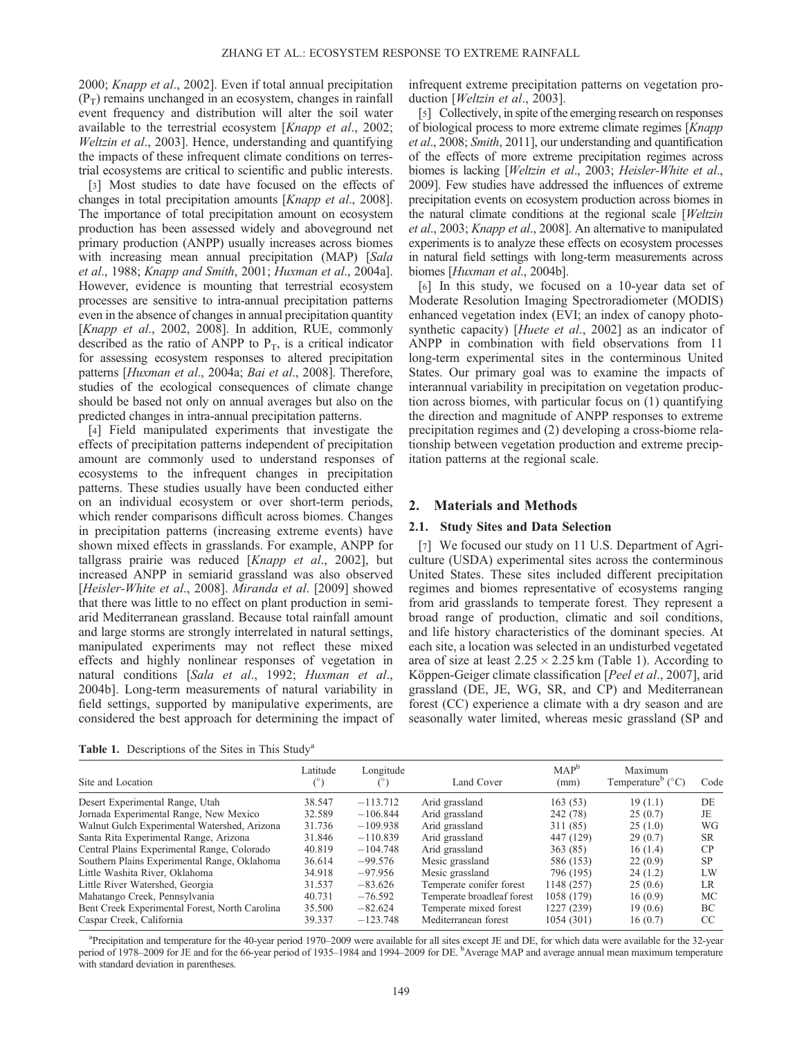2000; *Knapp et al.*, 2002]. Even if total annual precipitation ($P_T$) remains unchanged in an ecosystem, changes in rainfall event frequency and distribution will alter the soil water available to the terrestrial ecosystem [*Knapp et al.*, 2002; *Weltzin et al.*, 2003]. Hence, understanding and quantifying the impacts of these infrequent climate conditions on terrestrial ecosystems are critical to scientific and public interests.

[3] Most studies to date have focused on the effects of changes in total precipitation amounts [*Knapp et al.*, 2008]. The importance of total precipitation amount on ecosystem production has been assessed widely and aboveground net primary production (ANPP) usually increases across biomes with increasing mean annual precipitation (MAP) [*Sala et al.*, 1988; *Knapp and Smith*, 2001; *Huxman et al.*, 2004a]. However, evidence is mounting that terrestrial ecosystem processes are sensitive to intra-annual precipitation patterns even in the absence of changes in annual precipitation quantity [*Knapp et al.*, 2002, 2008]. In addition, RUE, commonly described as the ratio of ANPP to $P_T$, is a critical indicator for assessing ecosystem responses to altered precipitation patterns [*Huxman et al.*, 2004a; *Bai et al.*, 2008]. Therefore, studies of the ecological consequences of climate change should be based not only on annual averages but also on the predicted changes in intra-annual precipitation patterns.

[4] Field manipulated experiments that investigate the effects of precipitation patterns independent of precipitation amount are commonly used to understand responses of ecosystems to the infrequent changes in precipitation patterns. These studies usually have been conducted either on an individual ecosystem or over short-term periods, which render comparisons difficult across biomes. Changes in precipitation patterns (increasing extreme events) have shown mixed effects in grasslands. For example, ANPP for tallgrass prairie was reduced [*Knapp et al.*, 2002], but increased ANPP in semiarid grassland was also observed [*Heisler-White et al.*, 2008]. *Miranda et al.* [2009] showed that there was little to no effect on plant production in semiarid Mediterranean grassland. Because total rainfall amount and large storms are strongly interrelated in natural settings, manipulated experiments may not reflect these mixed effects and highly nonlinear responses of vegetation in natural conditions [*Sala et al.*, 1992; *Huxman et al.*, 2004b]. Long-term measurements of natural variability in field settings, supported by manipulative experiments, are considered the best approach for determining the impact of infrequent extreme precipitation patterns on vegetation production [*Weltzin et al.*, 2003].

[5] Collectively, in spite of the emerging research on responses of biological process to more extreme climate regimes [*Knapp et al.*, 2008; *Smith*, 2011], our understanding and quantification of the effects of more extreme precipitation regimes across biomes is lacking [*Weltzin et al.*, 2003; *Heisler-White et al.*, 2009]. Few studies have addressed the influences of extreme precipitation events on ecosystem production across biomes in the natural climate conditions at the regional scale [*Weltzin et al.*, 2003; *Knapp et al.*, 2008]. An alternative to manipulated experiments is to analyze these effects on ecosystem processes in natural field settings with long-term measurements across biomes [*Huxman et al.*, 2004b].

[6] In this study, we focused on a 10-year data set of Moderate Resolution Imaging Spectroradiometer (MODIS) enhanced vegetation index (EVI; an index of canopy photosynthetic capacity) [*Huete et al.*, 2002] as an indicator of ANPP in combination with field observations from 11 long-term experimental sites in the conterminous United States. Our primary goal was to examine the impacts of interannual variability in precipitation on vegetation production across biomes, with particular focus on (1) quantifying the direction and magnitude of ANPP responses to extreme precipitation regimes and (2) developing a cross-biome relationship between vegetation production and extreme precipitation patterns at the regional scale.

## 2. Materials and Methods

### 2.1. Study Sites and Data Selection

[7] We focused our study on 11 U.S. Department of Agriculture (USDA) experimental sites across the conterminous United States. These sites included different precipitation regimes and biomes representative of ecosystems ranging from arid grasslands to temperate forest. They represent a broad range of production, climatic and soil conditions, and life history characteristics of the dominant species. At each site, a location was selected in an undisturbed vegetated area of size at least 2.25 × 2.25 km (Table 1). According to Köppen-Geiger climate classification [*Peel et al.*, 2007], arid grassland (DE, JE, WG, SR, and CP) and Mediterranean forest (CC) experience a climate with a dry season and are seasonally water limited, whereas mesic grassland (SP and

**Table 1.** Descriptions of the Sites in This Study[a]

| Site and Location | Latitude (°) | Longitude (°) | Land Cover | MAP[b] (mm) | Maximum Temperature[b] (°C) | Code |
|---|---|---|---|---|---|---|
| Desert Experimental Range, Utah | 38.547 | −113.712 | Arid grassland | 163 (53) | 19 (1.1) | DE |
| Jornada Experimental Range, New Mexico | 32.589 | −106.844 | Arid grassland | 242 (78) | 25 (0.7) | JE |
| Walnut Gulch Experimental Watershed, Arizona | 31.736 | −109.938 | Arid grassland | 311 (85) | 25 (1.0) | WG |
| Santa Rita Experimental Range, Arizona | 31.846 | −110.839 | Arid grassland | 447 (129) | 29 (0.7) | SR |
| Central Plains Experimental Range, Colorado | 40.819 | −104.748 | Arid grassland | 363 (85) | 16 (1.4) | CP |
| Southern Plains Experimental Range, Oklahoma | 36.614 | −99.576 | Mesic grassland | 586 (153) | 22 (0.9) | SP |
| Little Washita River, Oklahoma | 34.918 | −97.956 | Mesic grassland | 796 (195) | 24 (1.2) | LW |
| Little River Watershed, Georgia | 31.537 | −83.626 | Temperate conifer forest | 1148 (257) | 25 (0.6) | LR |
| Mahatango Creek, Pennsylvania | 40.731 | −76.592 | Temperate broadleaf forest | 1058 (179) | 16 (0.9) | MC |
| Bent Creek Experimental Forest, North Carolina | 35.500 | −82.624 | Temperate mixed forest | 1227 (239) | 19 (0.6) | BC |
| Caspar Creek, California | 39.337 | −123.748 | Mediterranean forest | 1054 (301) | 16 (0.7) | CC |

[a]Precipitation and temperature for the 40-year period 1970–2009 were available for all sites except JE and DE, for which data were available for the 32-year period of 1978–2009 for JE and for the 66-year period of 1935–1984 and 1994–2009 for DE. [b]Average MAP and average annual mean maximum temperature with standard deviation in parentheses.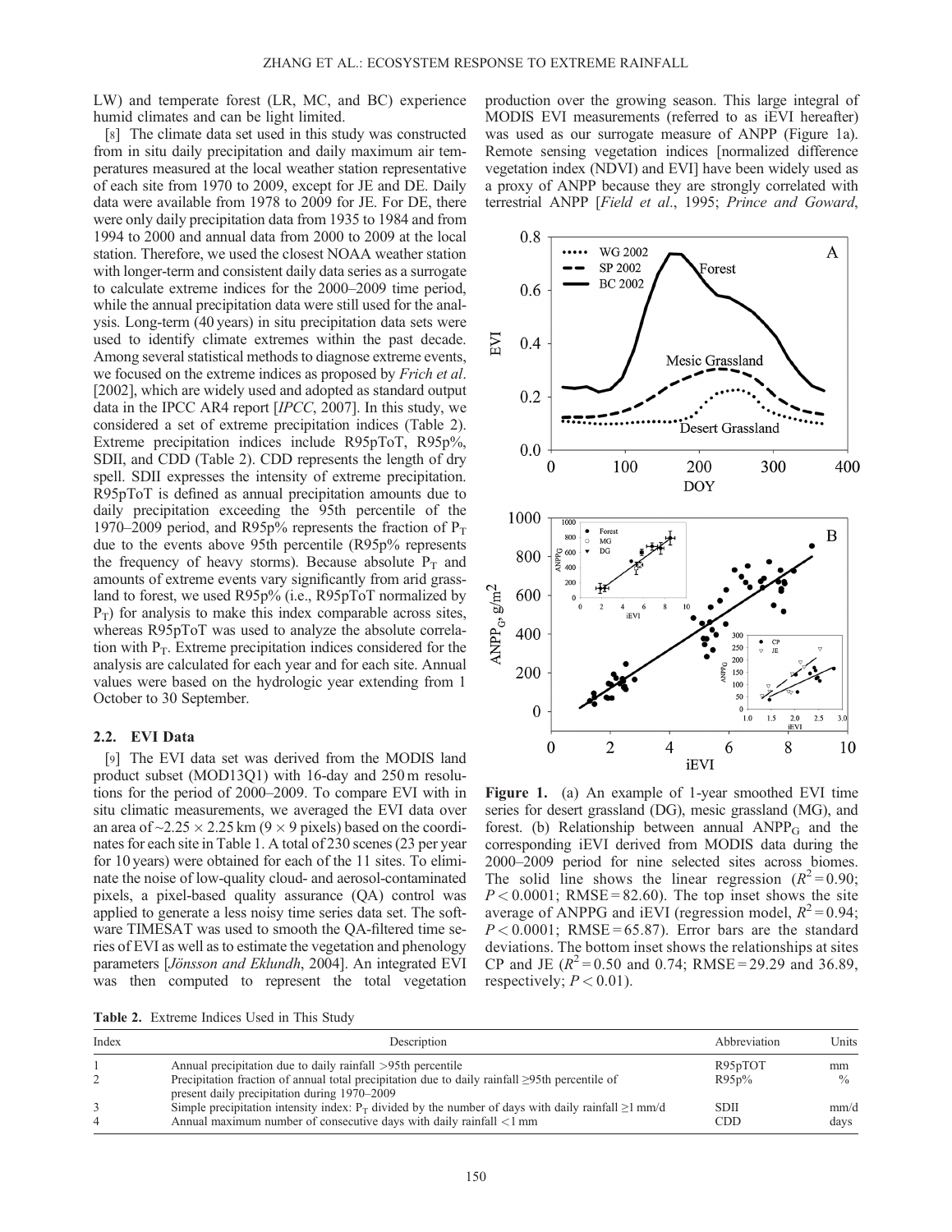LW) and temperate forest (LR, MC, and BC) experience humid climates and can be light limited.

[8] The climate data set used in this study was constructed from in situ daily precipitation and daily maximum air temperatures measured at the local weather station representative of each site from 1970 to 2009, except for JE and DE. Daily data were available from 1978 to 2009 for JE. For DE, there were only daily precipitation data from 1935 to 1984 and from 1994 to 2000 and annual data from 2000 to 2009 at the local station. Therefore, we used the closest NOAA weather station with longer-term and consistent daily data series as a surrogate to calculate extreme indices for the 2000–2009 time period, while the annual precipitation data were still used for the analysis. Long-term (40 years) in situ precipitation data sets were used to identify climate extremes within the past decade. Among several statistical methods to diagnose extreme events, we focused on the extreme indices as proposed by *Frich et al.* [2002], which are widely used and adopted as standard output data in the IPCC AR4 report [*IPCC*, 2007]. In this study, we considered a set of extreme precipitation indices (Table 2). Extreme precipitation indices include R95pToT, R95p%, SDII, and CDD (Table 2). CDD represents the length of dry spell. SDII expresses the intensity of extreme precipitation. R95pToT is defined as annual precipitation amounts due to daily precipitation exceeding the 95th percentile of the 1970–2009 period, and R95p% represents the fraction of $P_T$ due to the events above 95th percentile (R95p% represents the frequency of heavy storms). Because absolute $P_T$ and amounts of extreme events vary significantly from arid grassland to forest, we used R95p% (i.e., R95pToT normalized by $P_T$) for analysis to make this index comparable across sites, whereas R95pToT was used to analyze the absolute correlation with $P_T$. Extreme precipitation indices considered for the analysis are calculated for each year and for each site. Annual values were based on the hydrologic year extending from 1 October to 30 September.

### 2.2. EVI Data

[9] The EVI data set was derived from the MODIS land product subset (MOD13Q1) with 16-day and 250 m resolutions for the period of 2000–2009. To compare EVI with in situ climatic measurements, we averaged the EVI data over an area of ~2.25 × 2.25 km (9 × 9 pixels) based on the coordinates for each site in Table 1. A total of 230 scenes (23 per year for 10 years) were obtained for each of the 11 sites. To eliminate the noise of low-quality cloud- and aerosol-contaminated pixels, a pixel-based quality assurance (QA) control was applied to generate a less noisy time series data set. The software TIMESAT was used to smooth the QA-filtered time series of EVI as well as to estimate the vegetation and phenology parameters [*Jönsson and Eklundh*, 2004]. An integrated EVI was then computed to represent the total vegetation production over the growing season. This large integral of MODIS EVI measurements (referred to as iEVI hereafter) was used as our surrogate measure of ANPP (Figure 1a). Remote sensing vegetation indices [normalized difference vegetation index (NDVI) and EVI] have been widely used as a proxy of ANPP because they are strongly correlated with terrestrial ANPP [*Field et al.*, 1995; *Prince and Goward*,

**Figure 1.** (a) An example of 1-year smoothed EVI time series for desert grassland (DG), mesic grassland (MG), and forest. (b) Relationship between annual $ANPP_G$ and the corresponding iEVI derived from MODIS data during the 2000–2009 period for nine selected sites across biomes. The solid line shows the linear regression ($R^2 = 0.90$; $P < 0.0001$; RMSE = 82.60). The top inset shows the site average of ANPPG and iEVI (regression model, $R^2 = 0.94$; $P < 0.0001$; RMSE = 65.87). Error bars are the standard deviations. The bottom inset shows the relationships at sites CP and JE ($R^2 = 0.50$ and 0.74; RMSE = 29.29 and 36.89, respectively; $P < 0.01$).

**Table 2.** Extreme Indices Used in This Study

| Index | Description | Abbreviation | Units |
|---|---|---|---|
| 1 | Annual precipitation due to daily rainfall >95th percentile | R95pTOT | mm |
| 2 | Precipitation fraction of annual total precipitation due to daily rainfall ≥95th percentile of present daily precipitation during 1970–2009 | R95p% | % |
| 3 | Simple precipitation intensity index: $P_T$ divided by the number of days with daily rainfall ≥1 mm/d | SDII | mm/d |
| 4 | Annual maximum number of consecutive days with daily rainfall <1 mm | CDD | days |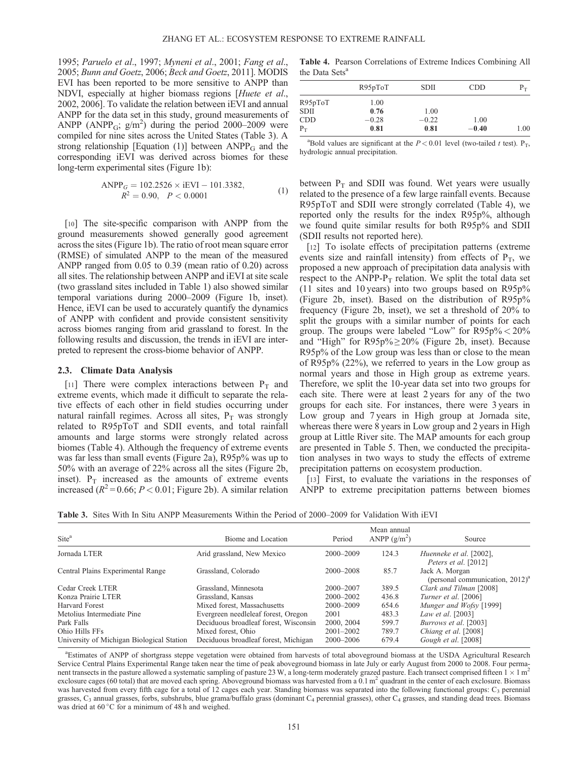1995; *Paruelo et al.*, 1997; *Myneni et al.*, 2001; *Fang et al.*, 2005; *Bunn and Goetz*, 2006; *Beck and Goetz*, 2011]. MODIS EVI has been reported to be more sensitive to ANPP than NDVI, especially at higher biomass regions [*Huete et al.*, 2002, 2006]. To validate the relation between iEVI and annual ANPP for the data set in this study, ground measurements of ANPP ($ANPP_G$; g/m$^2$) during the period 2000–2009 were compiled for nine sites across the United States (Table 3). A strong relationship [Equation (1)] between $ANPP_G$ and the corresponding iEVI was derived across biomes for these long-term experimental sites (Figure 1b):

$$ANPP_G = 102.2526 \times iEVI - 101.3382, \quad R^2 = 0.90, \quad P < 0.0001 \tag{1}$$

[10] The site-specific comparison with ANPP from the ground measurements showed generally good agreement across the sites (Figure 1b). The ratio of root mean square error (RMSE) of simulated ANPP to the mean of the measured ANPP ranged from 0.05 to 0.39 (mean ratio of 0.20) across all sites. The relationship between ANPP and iEVI at site scale (two grassland sites included in Table 1) also showed similar temporal variations during 2000–2009 (Figure 1b, inset). Hence, iEVI can be used to accurately quantify the dynamics of ANPP with confident and provide consistent sensitivity across biomes ranging from arid grassland to forest. In the following results and discussion, the trends in iEVI are interpreted to represent the cross-biome behavior of ANPP.

### 2.3. Climate Data Analysis

[11] There were complex interactions between $P_T$ and extreme events, which made it difficult to separate the relative effects of each other in field studies occurring under natural rainfall regimes. Across all sites, $P_T$ was strongly related to R95pToT and SDII events, and total rainfall amounts and large storms were strongly related across biomes (Table 4). Although the frequency of extreme events was far less than small events (Figure 2a), R95p% was up to 50% with an average of 22% across all the sites (Figure 2b, inset). $P_T$ increased as the amounts of extreme events increased ($R^2 = 0.66$; $P < 0.01$; Figure 2b). A similar relation between $P_T$ and SDII was found. Wet years were usually related to the presence of a few large rainfall events. Because R95pToT and SDII were strongly correlated (Table 4), we reported only the results for the index R95p%, although we found quite similar results for both R95p% and SDII (SDII results not reported here).

**Table 4.** Pearson Correlations of Extreme Indices Combining All the Data Sets[a]

| | R95pToT | SDII | CDD | $P_T$ |
|---|---|---|---|---|
| R95pToT | 1.00 | | | |
| SDII | **0.76** | 1.00 | | |
| CDD | −0.28 | −0.22 | 1.00 | |
| $P_T$ | **0.81** | **0.81** | **−0.40** | 1.00 |

[a]Bold values are significant at the $P < 0.01$ level (two-tailed $t$ test). $P_T$, hydrologic annual precipitation.

[12] To isolate effects of precipitation patterns (extreme events size and rainfall intensity) from effects of $P_T$, we proposed a new approach of precipitation data analysis with respect to the ANPP-$P_T$ relation. We split the total data set (11 sites and 10 years) into two groups based on R95p% (Figure 2b, inset). Based on the distribution of R95p% frequency (Figure 2b, inset), we set a threshold of 20% to split the groups with a similar number of points for each group. The groups were labeled "Low" for R95p% < 20% and "High" for R95p% ≥ 20% (Figure 2b, inset). Because R95p% of the Low group was less than or close to the mean of R95p% (22%), we referred to years in the Low group as normal years and those in High group as extreme years. Therefore, we split the 10-year data set into two groups for each site. There were at least 2 years for any of the two groups for each site. For instances, there were 3 years in Low group and 7 years in High group at Jornada site, whereas there were 8 years in Low group and 2 years in High group at Little River site. The MAP amounts for each group are presented in Table 5. Then, we conducted the precipitation analyses in two ways to study the effects of extreme precipitation patterns on ecosystem production.

[13] First, to evaluate the variations in the responses of ANPP to extreme precipitation patterns between biomes

**Table 3.** Sites With In Situ ANPP Measurements Within the Period of 2000–2009 for Validation With iEVI

| Site[a] | Biome and Location | Period | Mean annual ANPP (g/m$^2$) | Source |
|---|---|---|---|---|
| Jornada LTER | Arid grassland, New Mexico | 2000–2009 | 124.3 | *Huenneke et al.* [2002], *Peters et al.* [2012] |
| Central Plains Experimental Range | Grassland, Colorado | 2000–2008 | 85.7 | Jack A. Morgan (personal communication, 2012)[a] |
| Cedar Creek LTER | Grassland, Minnesota | 2000–2007 | 389.5 | *Clark and Tilman* [2008] |
| Konza Prairie LTER | Grassland, Kansas | 2000–2002 | 436.8 | *Turner et al.* [2006] |
| Harvard Forest | Mixed forest, Massachusetts | 2000–2009 | 654.6 | *Munger and Wofsy* [1999] |
| Metolius Intermediate Pine | Evergreen needleleaf forest, Oregon | 2001 | 483.3 | *Law et al.* [2003] |
| Park Falls | Deciduous broadleaf forest, Wisconsin | 2000, 2004 | 599.7 | *Burrows et al.* [2003] |
| Ohio Hills FFs | Mixed forest, Ohio | 2001–2002 | 789.7 | *Chiang et al.* [2008] |
| University of Michigan Biological Station | Deciduous broadleaf forest, Michigan | 2000–2006 | 679.4 | *Gough et al.* [2008] |

[a]Estimates of ANPP of shortgrass steppe vegetation were obtained from harvests of total aboveground biomass at the USDA Agricultural Research Service Central Plains Experimental Range taken near the time of peak aboveground biomass in late July or early August from 2000 to 2008. Four permanent transects in the pasture allowed a systematic sampling of pasture 23 W, a long-term moderately grazed pasture. Each transect comprised fifteen 1 × 1 m$^2$ exclosure cages (60 total) that are moved each spring. Aboveground biomass was harvested from a 0.1 m$^2$ quadrant in the center of each exclosure. Biomass was harvested from every fifth cage for a total of 12 cages each year. Standing biomass was separated into the following functional groups: $C_3$ perennial grasses, $C_3$ annual grasses, forbs, subshrubs, blue grama/buffalo grass (dominant $C_4$ perennial grasses), other $C_4$ grasses, and standing dead trees. Biomass was dried at 60 °C for a minimum of 48 h and weighed.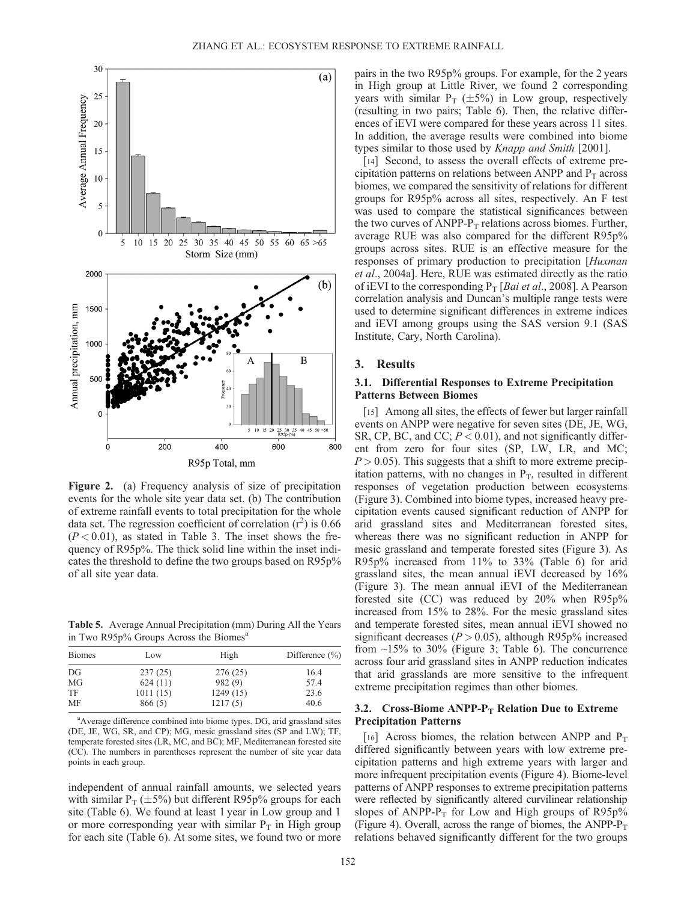Figure 2. (a) Frequency analysis of size of precipitation events for the whole site year data set. (b) The contribution of extreme rainfall events to total precipitation for the whole data set. The regression coefficient of correlation ($r^2$) is 0.66 ($P < 0.01$), as stated in Table 3. The inset shows the frequency of R95p%. The thick solid line within the inset indicates the threshold to define the two groups based on R95p% of all site year data.

Table 5. Average Annual Precipitation (mm) During All the Years in Two R95p% Groups Across the Biomes[a]

| Biomes | Low | High | Difference (%) |
|---|---|---|---|
| DG | 237 (25) | 276 (25) | 16.4 |
| MG | 624 (11) | 982 (9) | 57.4 |
| TF | 1011 (15) | 1249 (15) | 23.6 |
| MF | 866 (5) | 1217 (5) | 40.6 |

[a]Average difference combined into biome types. DG, arid grassland sites (DE, JE, WG, SR, and CP); MG, mesic grassland sites (SP and LW); TF, temperate forested sites (LR, MC, and BC); MF, Mediterranean forested site (CC). The numbers in parentheses represent the number of site year data points in each group.

independent of annual rainfall amounts, we selected years with similar $P_T$ ($\pm$5%) but different R95p% groups for each site (Table 6). We found at least 1 year in Low group and 1 or more corresponding year with similar $P_T$ in High group for each site (Table 6). At some sites, we found two or more pairs in the two R95p% groups. For example, for the 2 years in High group at Little River, we found 2 corresponding years with similar $P_T$ ($\pm$5%) in Low group, respectively (resulting in two pairs; Table 6). Then, the relative differences of iEVI were compared for these years across 11 sites. In addition, the average results were combined into biome types similar to those used by *Knapp and Smith* [2001].

[14] Second, to assess the overall effects of extreme precipitation patterns on relations between ANPP and $P_T$ across biomes, we compared the sensitivity of relations for different groups for R95p% across all sites, respectively. An F test was used to compare the statistical significances between the two curves of ANPP-$P_T$ relations across biomes. Further, average RUE was also compared for the different R95p% groups across sites. RUE is an effective measure for the responses of primary production to precipitation [*Huxman et al.*, 2004a]. Here, RUE was estimated directly as the ratio of iEVI to the corresponding $P_T$ [*Bai et al.*, 2008]. A Pearson correlation analysis and Duncan's multiple range tests were used to determine significant differences in extreme indices and iEVI among groups using the SAS version 9.1 (SAS Institute, Cary, North Carolina).

## 3. Results

### 3.1. Differential Responses to Extreme Precipitation Patterns Between Biomes

[15] Among all sites, the effects of fewer but larger rainfall events on ANPP were negative for seven sites (DE, JE, WG, SR, CP, BC, and CC; $P < 0.01$), and not significantly different from zero for four sites (SP, LW, LR, and MC; $P > 0.05$). This suggests that a shift to more extreme precipitation patterns, with no changes in $P_T$, resulted in different responses of vegetation production between ecosystems (Figure 3). Combined into biome types, increased heavy precipitation events caused significant reduction of ANPP for arid grassland sites and Mediterranean forested sites, whereas there was no significant reduction in ANPP for mesic grassland and temperate forested sites (Figure 3). As R95p% increased from 11% to 33% (Table 6) for arid grassland sites, the mean annual iEVI decreased by 16% (Figure 3). The mean annual iEVI of the Mediterranean forested site (CC) was reduced by 20% when R95p% increased from 15% to 28%. For the mesic grassland sites and temperate forested sites, mean annual iEVI showed no significant decreases ($P > 0.05$), although R95p% increased from ~15% to 30% (Figure 3; Table 6). The concurrence across four arid grassland sites in ANPP reduction indicates that arid grasslands are more sensitive to the infrequent extreme precipitation regimes than other biomes.

### 3.2. Cross-Biome ANPP-$P_T$ Relation Due to Extreme Precipitation Patterns

[16] Across biomes, the relation between ANPP and $P_T$ differed significantly between years with low extreme precipitation patterns and high extreme years with larger and more infrequent precipitation events (Figure 4). Biome-level patterns of ANPP responses to extreme precipitation patterns were reflected by significantly altered curvilinear relationship slopes of ANPP-$P_T$ for Low and High groups of R95p% (Figure 4). Overall, across the range of biomes, the ANPP-$P_T$ relations behaved significantly different for the two groups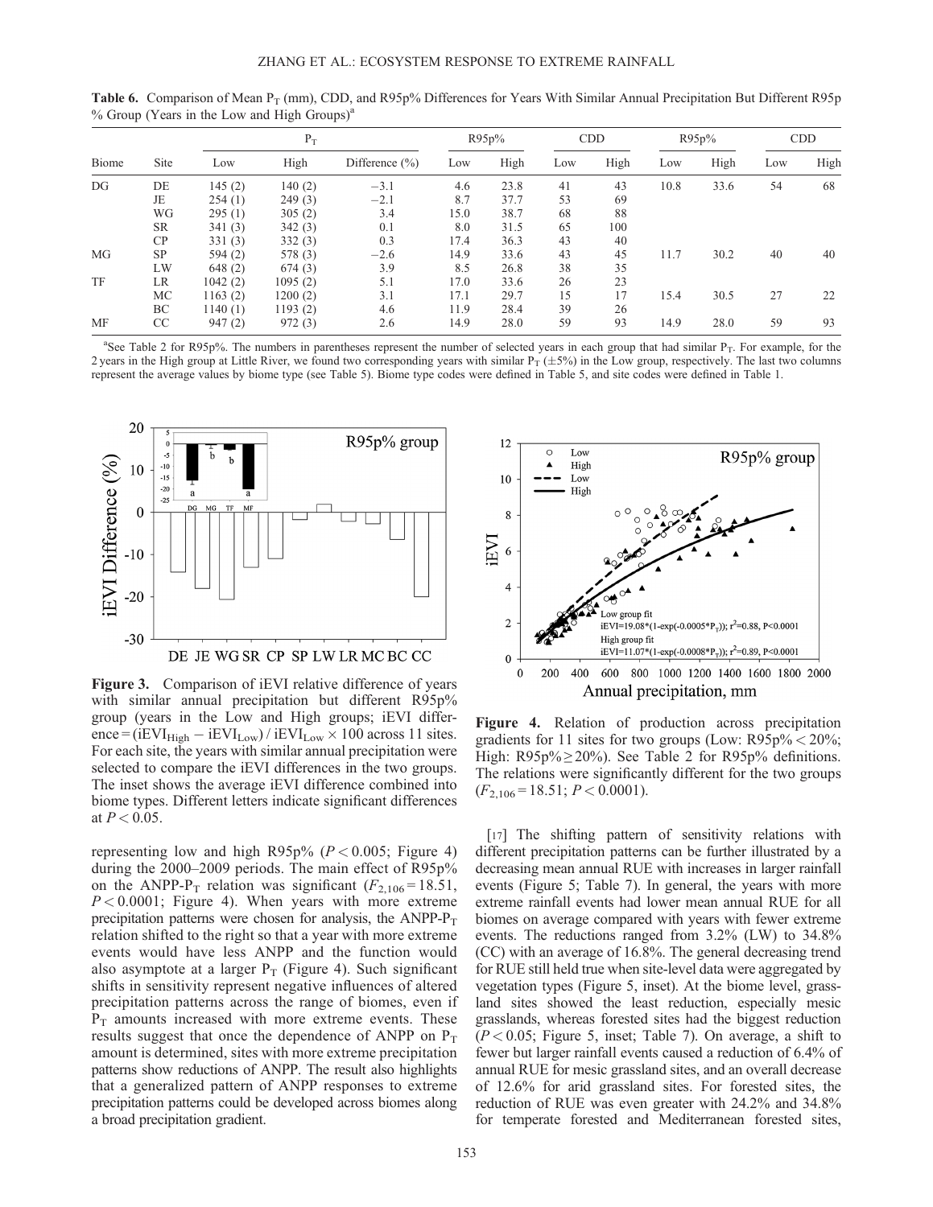**Table 6.** Comparison of Mean $P_T$ (mm), CDD, and R95p% Differences for Years With Similar Annual Precipitation But Different R95p % Group (Years in the Low and High Groups)[a]

| Biome | Site | $P_T$ | | | R95p% | | CDD | | R95p% | | CDD | |
|---|---|---|---|---|---|---|---|---|---|---|---|---|
| | | Low | High | Difference (%) | Low | High | Low | High | Low | High | Low | High |
| DG | DE | 145 (2) | 140 (2) | −3.1 | 4.6 | 23.8 | 41 | 43 | 10.8 | 33.6 | 54 | 68 |
| | JE | 254 (1) | 249 (3) | −2.1 | 8.7 | 37.7 | 53 | 69 | | | | |
| | WG | 295 (1) | 305 (2) | 3.4 | 15.0 | 38.7 | 68 | 88 | | | | |
| | SR | 341 (3) | 342 (3) | 0.1 | 8.0 | 31.5 | 65 | 100 | | | | |
| | CP | 331 (3) | 332 (3) | 0.3 | 17.4 | 36.3 | 43 | 40 | | | | |
| MG | SP | 594 (2) | 578 (3) | −2.6 | 14.9 | 33.6 | 43 | 45 | 11.7 | 30.2 | 40 | 40 |
| | LW | 648 (2) | 674 (3) | 3.9 | 8.5 | 26.8 | 38 | 35 | | | | |
| TF | LR | 1042 (2) | 1095 (2) | 5.1 | 17.0 | 33.6 | 26 | 23 | | | | |
| | MC | 1163 (2) | 1200 (2) | 3.1 | 17.1 | 29.7 | 15 | 17 | 15.4 | 30.5 | 27 | 22 |
| | BC | 1140 (1) | 1193 (2) | 4.6 | 11.9 | 28.4 | 39 | 26 | | | | |
| MF | CC | 947 (2) | 972 (3) | 2.6 | 14.9 | 28.0 | 59 | 93 | 14.9 | 28.0 | 59 | 93 |

[a]See Table 2 for R95p%. The numbers in parentheses represent the number of selected years in each group that had similar $P_T$. For example, for the 2 years in the High group at Little River, we found two corresponding years with similar $P_T$ (±5%) in the Low group, respectively. The last two columns represent the average values by biome type (see Table 5). Biome type codes were defined in Table 5, and site codes were defined in Table 1.

**Figure 3.** Comparison of iEVI relative difference of years with similar annual precipitation but different R95p% group (years in the Low and High groups; iEVI difference = ($iEVI_{High} - iEVI_{Low}$) / $iEVI_{Low} \times 100$ across 11 sites. For each site, the years with similar annual precipitation were selected to compare the iEVI differences in the two groups. The inset shows the average iEVI difference combined into biome types. Different letters indicate significant differences at $P < 0.05$.

**Figure 4.** Relation of production across precipitation gradients for 11 sites for two groups (Low: R95p% < 20%; High: R95p% ≥ 20%). See Table 2 for R95p% definitions. The relations were significantly different for the two groups ($F_{2,106} = 18.51$; $P < 0.0001$).

representing low and high R95p% ($P < 0.005$; Figure 4) during the 2000–2009 periods. The main effect of R95p% on the ANPP-$P_T$ relation was significant ($F_{2,106} = 18.51$, $P < 0.0001$; Figure 4). When years with more extreme precipitation patterns were chosen for analysis, the ANPP-$P_T$ relation shifted to the right so that a year with more extreme events would have less ANPP and the function would also asymptote at a larger $P_T$ (Figure 4). Such significant shifts in sensitivity represent negative influences of altered precipitation patterns across the range of biomes, even if $P_T$ amounts increased with more extreme events. These results suggest that once the dependence of ANPP on $P_T$ amount is determined, sites with more extreme precipitation patterns show reductions of ANPP. The result also highlights that a generalized pattern of ANPP responses to extreme precipitation patterns could be developed across biomes along a broad precipitation gradient.

[17] The shifting pattern of sensitivity relations with different precipitation patterns can be further illustrated by a decreasing mean annual RUE with increases in larger rainfall events (Figure 5; Table 7). In general, the years with more extreme rainfall events had lower mean annual RUE for all biomes on average compared with years with fewer extreme events. The reductions ranged from 3.2% (LW) to 34.8% (CC) with an average of 16.8%. The general decreasing trend for RUE still held true when site-level data were aggregated by vegetation types (Figure 5, inset). At the biome level, grassland sites showed the least reduction, especially mesic grasslands, whereas forested sites had the biggest reduction ($P < 0.05$; Figure 5, inset; Table 7). On average, a shift to fewer but larger rainfall events caused a reduction of 6.4% of annual RUE for mesic grassland sites, and an overall decrease of 12.6% for arid grassland sites. For forested sites, the reduction of RUE was even greater with 24.2% and 34.8% for temperate forested and Mediterranean forested sites,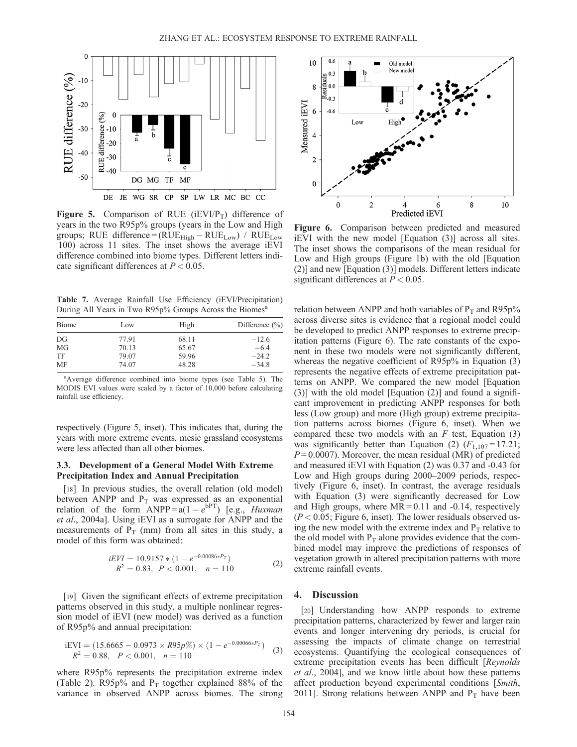**Figure 5.** Comparison of RUE (iEVI/$P_T$) difference of years in the two R95p% groups (years in the Low and High groups; RUE difference = ($RUE_{High} - RUE_{Low}$) / $RUE_{Low}$ 100) across 11 sites. The inset shows the average iEVI difference combined into biome types. Different letters indicate significant differences at $P < 0.05$.

**Table 7.** Average Rainfall Use Efficiency (iEVI/Precipitation) During All Years in Two R95p% Groups Across the Biomes[a]

| Biome | Low | High | Difference (%) |
|---|---|---|---|
| DG | 77.91 | 68.11 | −12.6 |
| MG | 70.13 | 65.67 | −6.4 |
| TF | 79.07 | 59.96 | −24.2 |
| MF | 74.07 | 48.28 | −34.8 |

[a]Average difference combined into biome types (see Table 5). The MODIS EVI values were scaled by a factor of 10,000 before calculating rainfall use efficiency.

respectively (Figure 5, inset). This indicates that, during the years with more extreme events, mesic grassland ecosystems were less affected than all other biomes.

### 3.3. Development of a General Model With Extreme Precipitation Index and Annual Precipitation

[18] In previous studies, the overall relation (old model) between ANPP and $P_T$ was expressed as an exponential relation of the form ANPP = $a(1 - e^{bPT})$ [e.g., *Huxman et al*., 2004a]. Using iEVI as a surrogate for ANPP and the measurements of $P_T$ (mm) from all sites in this study, a model of this form was obtained:

$$iEVI = 10.9157 * (1 - e^{-0.00086 * P_T}) \quad R^2 = 0.83, \; P < 0.001, \; n = 110 \tag{2}$$

[19] Given the significant effects of extreme precipitation patterns observed in this study, a multiple nonlinear regression model of iEVI (new model) was derived as a function of R95p% and annual precipitation:

$$\text{iEVI} = (15.6665 - 0.0973 \times R95p\%) \times (1 - e^{-0.00066 * P_T}) \quad R^2 = 0.88, \; P < 0.001, \; n = 110 \tag{3}$$

where R95p% represents the precipitation extreme index (Table 2). R95p% and $P_T$ together explained 88% of the variance in observed ANPP across biomes. The strong relation between ANPP and both variables of $P_T$ and R95p% across diverse sites is evidence that a regional model could be developed to predict ANPP responses to extreme precipitation patterns (Figure 6). The rate constants of the exponent in these two models were not significantly different, whereas the negative coefficient of R95p% in Equation (3) represents the negative effects of extreme precipitation patterns on ANPP. We compared the new model [Equation (3)] with the old model [Equation (2)] and found a significant improvement in predicting ANPP responses for both less (Low group) and more (High group) extreme precipitation patterns across biomes (Figure 6, inset). When we compared these two models with an $F$ test, Equation (3) was significantly better than Equation (2) ($F_{1,107} = 17.21$; $P = 0.0007$). Moreover, the mean residual (MR) of predicted and measured iEVI with Equation (2) was 0.37 and -0.43 for Low and High groups during 2000–2009 periods, respectively (Figure 6, inset). In contrast, the average residuals with Equation (3) were significantly decreased for Low and High groups, where MR = 0.11 and -0.14, respectively ($P < 0.05$; Figure 6, inset). The lower residuals observed using the new model with the extreme index and $P_T$ relative to the old model with $P_T$ alone provides evidence that the combined model may improve the predictions of responses of vegetation growth in altered precipitation patterns with more extreme rainfall events.

**Figure 6.** Comparison between predicted and measured iEVI with the new model [Equation (3)] across all sites. The inset shows the comparisons of the mean residual for Low and High groups (Figure 1b) with the old [Equation (2)] and new [Equation (3)] models. Different letters indicate significant differences at $P < 0.05$.

## 4. Discussion

[20] Understanding how ANPP responds to extreme precipitation patterns, characterized by fewer and larger rain events and longer intervening dry periods, is crucial for assessing the impacts of climate change on terrestrial ecosystems. Quantifying the ecological consequences of extreme precipitation events has been difficult [*Reynolds et al*., 2004], and we know little about how these patterns affect production beyond experimental conditions [*Smith*, 2011]. Strong relations between ANPP and $P_T$ have been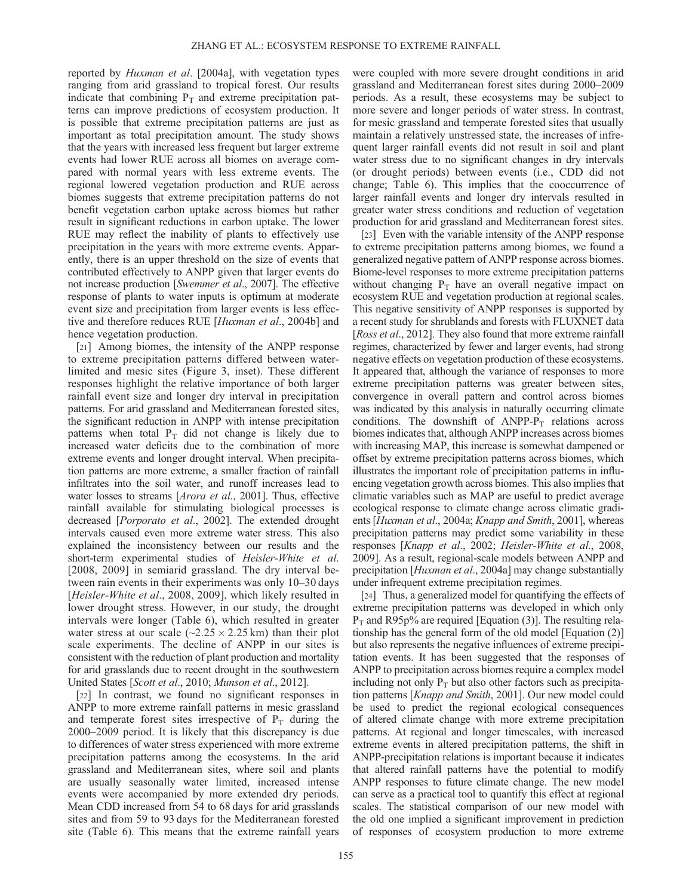reported by *Huxman et al*. [2004a], with vegetation types ranging from arid grassland to tropical forest. Our results indicate that combining $P_T$ and extreme precipitation patterns can improve predictions of ecosystem production. It is possible that extreme precipitation patterns are just as important as total precipitation amount. The study shows that the years with increased less frequent but larger extreme events had lower RUE across all biomes on average compared with normal years with less extreme events. The regional lowered vegetation production and RUE across biomes suggests that extreme precipitation patterns do not benefit vegetation carbon uptake across biomes but rather result in significant reductions in carbon uptake. The lower RUE may reflect the inability of plants to effectively use precipitation in the years with more extreme events. Apparently, there is an upper threshold on the size of events that contributed effectively to ANPP given that larger events do not increase production [*Swemmer et al*., 2007]. The effective response of plants to water inputs is optimum at moderate event size and precipitation from larger events is less effective and therefore reduces RUE [*Huxman et al*., 2004b] and hence vegetation production.

[21] Among biomes, the intensity of the ANPP response to extreme precipitation patterns differed between water-limited and mesic sites (Figure 3, inset). These different responses highlight the relative importance of both larger rainfall event size and longer dry interval in precipitation patterns. For arid grassland and Mediterranean forested sites, the significant reduction in ANPP with intense precipitation patterns when total $P_T$ did not change is likely due to increased water deficits due to the combination of more extreme events and longer drought interval. When precipitation patterns are more extreme, a smaller fraction of rainfall infiltrates into the soil water, and runoff increases lead to water losses to streams [*Arora et al*., 2001]. Thus, effective rainfall available for stimulating biological processes is decreased [*Porporato et al*., 2002]. The extended drought intervals caused even more extreme water stress. This also explained the inconsistency between our results and the short-term experimental studies of *Heisler-White et al*. [2008, 2009] in semiarid grassland. The dry interval between rain events in their experiments was only 10–30 days [*Heisler-White et al*., 2008, 2009], which likely resulted in lower drought stress. However, in our study, the drought intervals were longer (Table 6), which resulted in greater water stress at our scale (~$2.25 \times 2.25$ km) than their plot scale experiments. The decline of ANPP in our sites is consistent with the reduction of plant production and mortality for arid grasslands due to recent drought in the southwestern United States [*Scott et al*., 2010; *Munson et al*., 2012].

[22] In contrast, we found no significant responses in ANPP to more extreme rainfall patterns in mesic grassland and temperate forest sites irrespective of $P_T$ during the 2000–2009 period. It is likely that this discrepancy is due to differences of water stress experienced with more extreme precipitation patterns among the ecosystems. In the arid grassland and Mediterranean sites, where soil and plants are usually seasonally water limited, increased intense events were accompanied by more extended dry periods. Mean CDD increased from 54 to 68 days for arid grasslands sites and from 59 to 93 days for the Mediterranean forested site (Table 6). This means that the extreme rainfall years were coupled with more severe drought conditions in arid grassland and Mediterranean forest sites during 2000–2009 periods. As a result, these ecosystems may be subject to more severe and longer periods of water stress. In contrast, for mesic grassland and temperate forested sites that usually maintain a relatively unstressed state, the increases of infrequent larger rainfall events did not result in soil and plant water stress due to no significant changes in dry intervals (or drought periods) between events (i.e., CDD did not change; Table 6). This implies that the cooccurrence of larger rainfall events and longer dry intervals resulted in greater water stress conditions and reduction of vegetation production for arid grassland and Mediterranean forest sites.

[23] Even with the variable intensity of the ANPP response to extreme precipitation patterns among biomes, we found a generalized negative pattern of ANPP response across biomes. Biome-level responses to more extreme precipitation patterns without changing $P_T$ have an overall negative impact on ecosystem RUE and vegetation production at regional scales. This negative sensitivity of ANPP responses is supported by a recent study for shrublands and forests with FLUXNET data [*Ross et al*., 2012]. They also found that more extreme rainfall regimes, characterized by fewer and larger events, had strong negative effects on vegetation production of these ecosystems. It appeared that, although the variance of responses to more extreme precipitation patterns was greater between sites, convergence in overall pattern and control across biomes was indicated by this analysis in naturally occurring climate conditions. The downshift of ANPP-$P_T$ relations across biomes indicates that, although ANPP increases across biomes with increasing MAP, this increase is somewhat dampened or offset by extreme precipitation patterns across biomes, which illustrates the important role of precipitation patterns in influencing vegetation growth across biomes. This also implies that climatic variables such as MAP are useful to predict average ecological response to climate change across climatic gradients [*Huxman et al*., 2004a; *Knapp and Smith*, 2001], whereas precipitation patterns may predict some variability in these responses [*Knapp et al*., 2002; *Heisler-White et al*., 2008, 2009]. As a result, regional-scale models between ANPP and precipitation [*Huxman et al*., 2004a] may change substantially under infrequent extreme precipitation regimes.

[24] Thus, a generalized model for quantifying the effects of extreme precipitation patterns was developed in which only $P_T$ and R95p% are required [Equation (3)]. The resulting relationship has the general form of the old model [Equation (2)] but also represents the negative influences of extreme precipitation events. It has been suggested that the responses of ANPP to precipitation across biomes require a complex model including not only $P_T$ but also other factors such as precipitation patterns [*Knapp and Smith*, 2001]. Our new model could be used to predict the regional ecological consequences of altered climate change with more extreme precipitation patterns. At regional and longer timescales, with increased extreme events in altered precipitation patterns, the shift in ANPP-precipitation relations is important because it indicates that altered rainfall patterns have the potential to modify ANPP responses to future climate change. The new model can serve as a practical tool to quantify this effect at regional scales. The statistical comparison of our new model with the old one implied a significant improvement in prediction of responses of ecosystem production to more extreme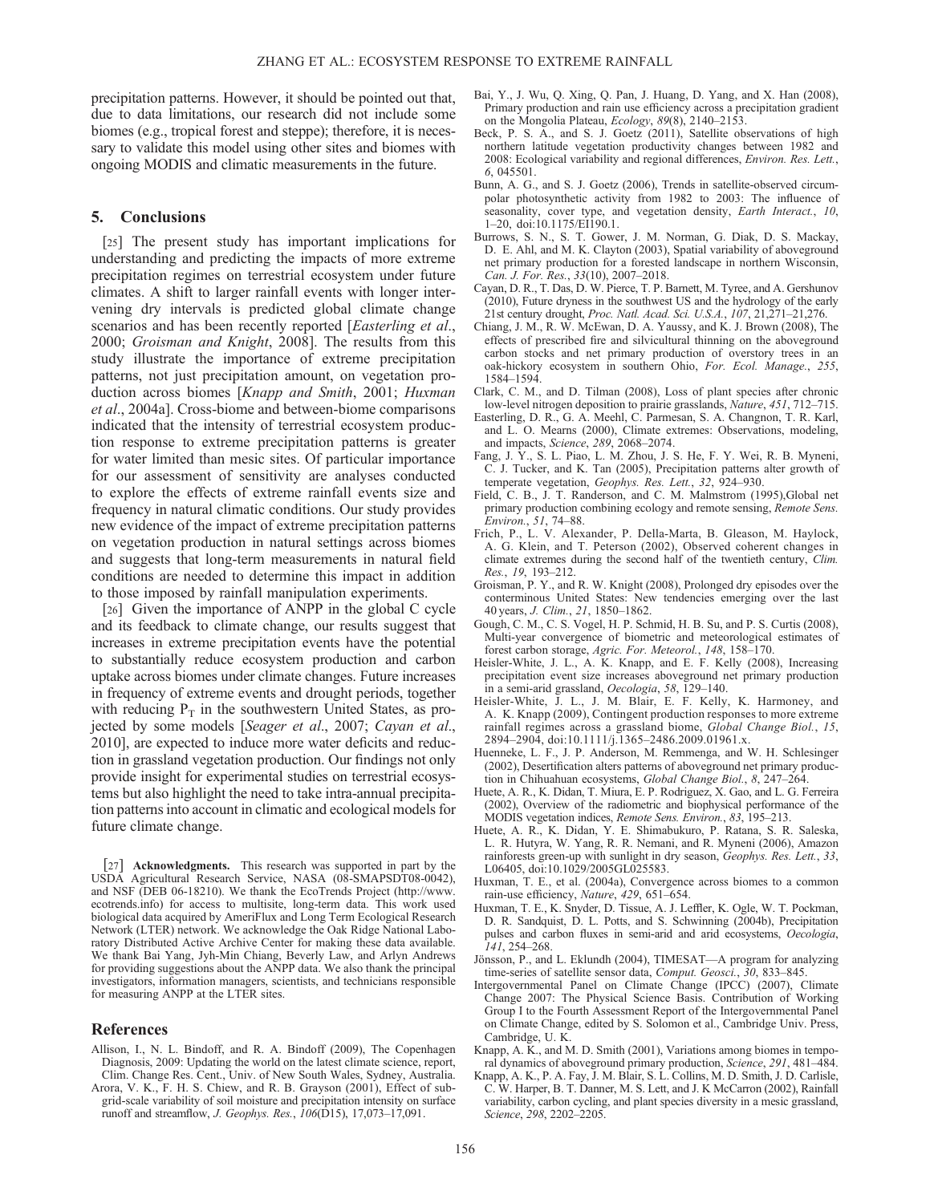precipitation patterns. However, it should be pointed out that, due to data limitations, our research did not include some biomes (e.g., tropical forest and steppe); therefore, it is necessary to validate this model using other sites and biomes with ongoing MODIS and climatic measurements in the future.

## 5. Conclusions

[25] The present study has important implications for understanding and predicting the impacts of more extreme precipitation regimes on terrestrial ecosystem under future climates. A shift to larger rainfall events with longer intervening dry intervals is predicted global climate change scenarios and has been recently reported [*Easterling et al.*, 2000; *Groisman and Knight*, 2008]. The results from this study illustrate the importance of extreme precipitation patterns, not just precipitation amount, on vegetation production across biomes [*Knapp and Smith*, 2001; *Huxman et al.*, 2004a]. Cross-biome and between-biome comparisons indicated that the intensity of terrestrial ecosystem production response to extreme precipitation patterns is greater for water limited than mesic sites. Of particular importance for our assessment of sensitivity are analyses conducted to explore the effects of extreme rainfall events size and frequency in natural climatic conditions. Our study provides new evidence of the impact of extreme precipitation patterns on vegetation production in natural settings across biomes and suggests that long-term measurements in natural field conditions are needed to determine this impact in addition to those imposed by rainfall manipulation experiments.

[26] Given the importance of ANPP in the global C cycle and its feedback to climate change, our results suggest that increases in extreme precipitation events have the potential to substantially reduce ecosystem production and carbon uptake across biomes under climate changes. Future increases in frequency of extreme events and drought periods, together with reducing $P_T$ in the southwestern United States, as projected by some models [*Seager et al.*, 2007; *Cayan et al.*, 2010], are expected to induce more water deficits and reduction in grassland vegetation production. Our findings not only provide insight for experimental studies on terrestrial ecosystems but also highlight the need to take intra-annual precipitation patterns into account in climatic and ecological models for future climate change.

[27] **Acknowledgments.** This research was supported in part by the USDA Agricultural Research Service, NASA (08-SMAPSDT08-0042), and NSF (DEB 06-18210). We thank the EcoTrends Project (http://www.ecotrends.info) for access to multisite, long-term data. This work used biological data acquired by AmeriFlux and Long Term Ecological Research Network (LTER) network. We acknowledge the Oak Ridge National Laboratory Distributed Active Archive Center for making these data available. We thank Bai Yang, Jyh-Min Chiang, Beverly Law, and Arlyn Andrews for providing suggestions about the ANPP data. We also thank the principal investigators, information managers, scientists, and technicians responsible for measuring ANPP at the LTER sites.

## References

Allison, I., N. L. Bindoff, and R. A. Bindoff (2009), The Copenhagen Diagnosis, 2009: Updating the world on the latest climate science, report, Clim. Change Res. Cent., Univ. of New South Wales, Sydney, Australia.

Arora, V. K., F. H. S. Chiew, and R. B. Grayson (2001), Effect of sub-grid-scale variability of soil moisture and precipitation intensity on surface runoff and streamflow, *J. Geophys. Res.*, *106*(D15), 17,073–17,091.

Bai, Y., J. Wu, Q. Xing, Q. Pan, J. Huang, D. Yang, and X. Han (2008), Primary production and rain use efficiency across a precipitation gradient on the Mongolia Plateau, *Ecology*, *89*(8), 2140–2153.

Beck, P. S. A., and S. J. Goetz (2011), Satellite observations of high northern latitude vegetation productivity changes between 1982 and 2008: Ecological variability and regional differences, *Environ. Res. Lett.*, *6*, 045501.

Bunn, A. G., and S. J. Goetz (2006), Trends in satellite-observed circumpolar photosynthetic activity from 1982 to 2003: The influence of seasonality, cover type, and vegetation density, *Earth Interact.*, *10*, 1–20, doi:10.1175/EI190.1.

Burrows, S. N., S. T. Gower, J. M. Norman, G. Diak, D. S. Mackay, D. E. Ahl, and M. K. Clayton (2003), Spatial variability of aboveground net primary production for a forested landscape in northern Wisconsin, *Can. J. For. Res.*, *33*(10), 2007–2018.

Cayan, D. R., T. Das, D. W. Pierce, T. P. Barnett, M. Tyree, and A. Gershunov (2010), Future dryness in the southwest US and the hydrology of the early 21st century drought, *Proc. Natl. Acad. Sci. U.S.A.*, *107*, 21,271–21,276.

Chiang, J. M., R. W. McEwan, D. A. Yaussy, and K. J. Brown (2008), The effects of prescribed fire and silvicultural thinning on the aboveground carbon stocks and net primary production of overstory trees in an oak-hickory ecosystem in southern Ohio, *For. Ecol. Manage.*, *255*, 1584–1594.

Clark, C. M., and D. Tilman (2008), Loss of plant species after chronic low-level nitrogen deposition to prairie grasslands, *Nature*, *451*, 712–715.

Easterling, D. R., G. A. Meehl, C. Parmesan, S. A. Changnon, T. R. Karl, and L. O. Mearns (2000), Climate extremes: Observations, modeling, and impacts, *Science*, *289*, 2068–2074.

Fang, J. Y., S. L. Piao, L. M. Zhou, J. S. He, F. Y. Wei, R. B. Myneni, C. J. Tucker, and K. Tan (2005), Precipitation patterns alter growth of temperate vegetation, *Geophys. Res. Lett.*, *32*, 924–930.

Field, C. B., J. T. Randerson, and C. M. Malmstrom (1995),Global net primary production combining ecology and remote sensing, *Remote Sens. Environ.*, *51*, 74–88.

Frich, P., L. V. Alexander, P. Della-Marta, B. Gleason, M. Haylock, A. G. Klein, and T. Peterson (2002), Observed coherent changes in climate extremes during the second half of the twentieth century, *Clim. Res.*, *19*, 193–212.

Groisman, P. Y., and R. W. Knight (2008), Prolonged dry episodes over the conterminous United States: New tendencies emerging over the last 40 years, *J. Clim.*, *21*, 1850–1862.

Gough, C. M., C. S. Vogel, H. P. Schmid, H. B. Su, and P. S. Curtis (2008), Multi-year convergence of biometric and meteorological estimates of forest carbon storage, *Agric. For. Meteorol.*, *148*, 158–170.

Heisler-White, J. L., A. K. Knapp, and E. F. Kelly (2008), Increasing precipitation event size increases aboveground net primary production in a semi-arid grassland, *Oecologia*, *58*, 129–140.

Heisler-White, J. L., J. M. Blair, E. F. Kelly, K. Harmoney, and A. K. Knapp (2009), Contingent production responses to more extreme rainfall regimes across a grassland biome, *Global Change Biol.*, *15*, 2894–2904, doi:10.1111/j.1365–2486.2009.01961.x.

Huenneke, L. F., J. P. Anderson, M. Remmenga, and W. H. Schlesinger (2002), Desertification alters patterns of aboveground net primary production in Chihuahuan ecosystems, *Global Change Biol.*, *8*, 247–264.

Huete, A. R., K. Didan, T. Miura, E. P. Rodriguez, X. Gao, and L. G. Ferreira (2002), Overview of the radiometric and biophysical performance of the MODIS vegetation indices, *Remote Sens. Environ.*, *83*, 195–213.

Huete, A. R., K. Didan, Y. E. Shimabukuro, P. Ratana, S. R. Saleska, L. R. Hutyra, W. Yang, R. R. Nemani, and R. Myneni (2006), Amazon rainforests green-up with sunlight in dry season, *Geophys. Res. Lett.*, *33*, L06405, doi:10.1029/2005GL025583.

Huxman, T. E., et al. (2004a), Convergence across biomes to a common rain-use efficiency, *Nature*, *429*, 651–654.

Huxman, T. E., K. Snyder, D. Tissue, A. J. Leffler, K. Ogle, W. T. Pockman, D. R. Sandquist, D. L. Potts, and S. Schwinning (2004b), Precipitation pulses and carbon fluxes in semi-arid and arid ecosystems, *Oecologia*, *141*, 254–268.

Jönsson, P., and L. Eklundh (2004), TIMESAT—A program for analyzing time-series of satellite sensor data, *Comput. Geosci.*, *30*, 833–845.

Intergovernmental Panel on Climate Change (IPCC) (2007), Climate Change 2007: The Physical Science Basis. Contribution of Working Group I to the Fourth Assessment Report of the Intergovernmental Panel on Climate Change, edited by S. Solomon et al., Cambridge Univ. Press, Cambridge, U. K.

Knapp, A. K., and M. D. Smith (2001), Variations among biomes in temporal dynamics of aboveground primary production, *Science*, *291*, 481–484.

Knapp, A. K., P. A. Fay, J. M. Blair, S. L. Collins, M. D. Smith, J. D. Carlisle, C. W. Harper, B. T. Danner, M. S. Lett, and J. K McCarron (2002), Rainfall variability, carbon cycling, and plant species diversity in a mesic grassland, *Science*, *298*, 2202–2205.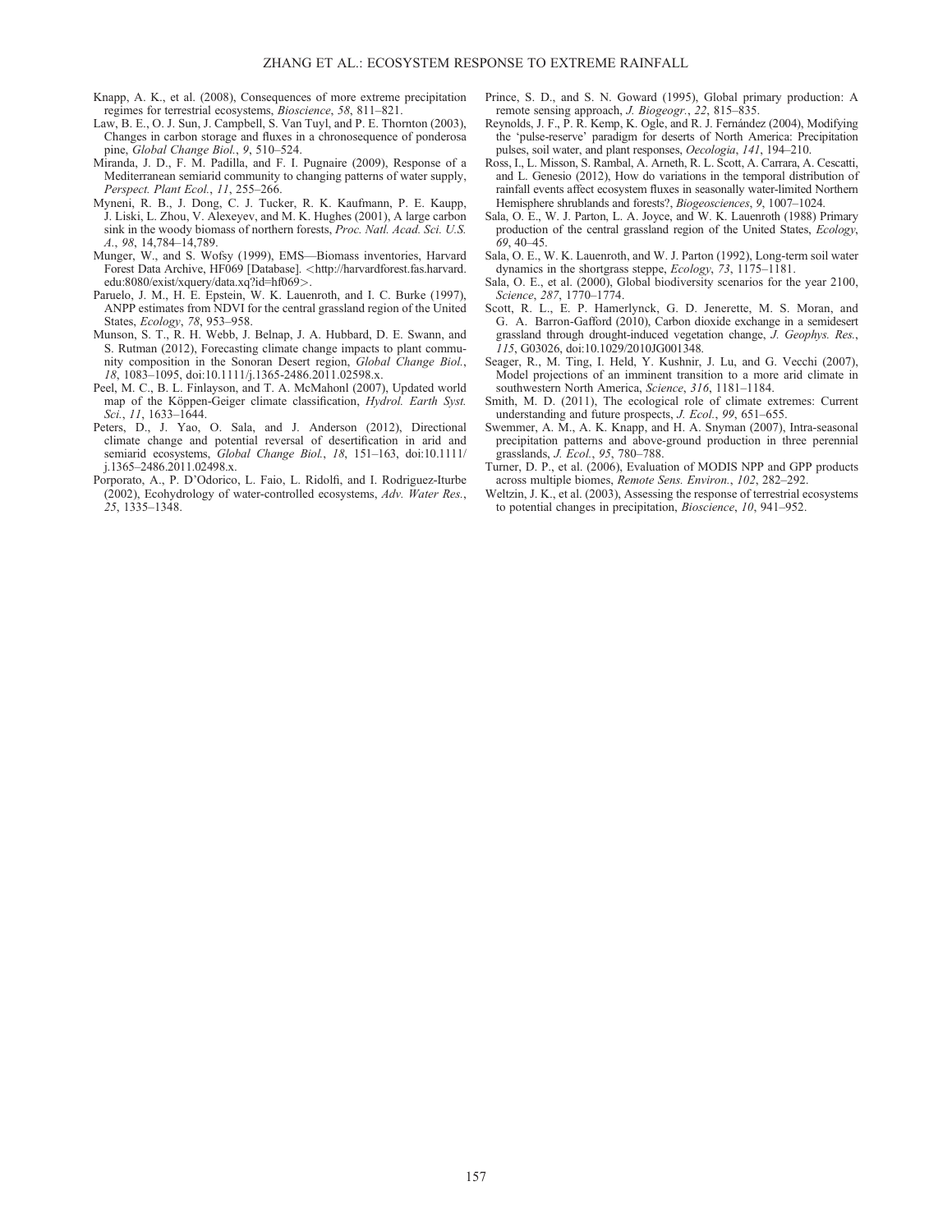Knapp, A. K., et al. (2008), Consequences of more extreme precipitation regimes for terrestrial ecosystems, *Bioscience*, *58*, 811–821.

Law, B. E., O. J. Sun, J. Campbell, S. Van Tuyl, and P. E. Thornton (2003), Changes in carbon storage and fluxes in a chronosequence of ponderosa pine, *Global Change Biol.*, *9*, 510–524.

Miranda, J. D., F. M. Padilla, and F. I. Pugnaire (2009), Response of a Mediterranean semiarid community to changing patterns of water supply, *Perspect. Plant Ecol.*, *11*, 255–266.

Myneni, R. B., J. Dong, C. J. Tucker, R. K. Kaufmann, P. E. Kaupp, J. Liski, L. Zhou, V. Alexeyev, and M. K. Hughes (2001), A large carbon sink in the woody biomass of northern forests, *Proc. Natl. Acad. Sci. U.S. A.*, *98*, 14,784–14,789.

Munger, W., and S. Wofsy (1999), EMS—Biomass inventories, Harvard Forest Data Archive, HF069 [Database]. <http://harvardforest.fas.harvard.edu:8080/exist/xquery/data.xq?id=hf069>.

Paruelo, J. M., H. E. Epstein, W. K. Lauenroth, and I. C. Burke (1997), ANPP estimates from NDVI for the central grassland region of the United States, *Ecology*, *78*, 953–958.

Munson, S. T., R. H. Webb, J. Belnap, J. A. Hubbard, D. E. Swann, and S. Rutman (2012), Forecasting climate change impacts to plant community composition in the Sonoran Desert region, *Global Change Biol.*, *18*, 1083–1095, doi:10.1111/j.1365-2486.2011.02598.x.

Peel, M. C., B. L. Finlayson, and T. A. McMahonl (2007), Updated world map of the Köppen-Geiger climate classification, *Hydrol. Earth Syst. Sci.*, *11*, 1633–1644.

Peters, D., J. Yao, O. Sala, and J. Anderson (2012), Directional climate change and potential reversal of desertification in arid and semiarid ecosystems, *Global Change Biol.*, *18*, 151–163, doi:10.1111/j.1365–2486.2011.02498.x.

Porporato, A., P. D'Odorico, F. Faio, L. Ridolfi, and I. Rodriguez-Iturbe (2002), Ecohydrology of water-controlled ecosystems, *Adv. Water Res.*, *25*, 1335–1348.

Prince, S. D., and S. N. Goward (1995), Global primary production: A remote sensing approach, *J. Biogeogr.*, *22*, 815–835.

Reynolds, J. F., P. R. Kemp, K. Ogle, and R. J. Fernández (2004), Modifying the 'pulse-reserve' paradigm for deserts of North America: Precipitation pulses, soil water, and plant responses, *Oecologia*, *141*, 194–210.

Ross, I., L. Misson, S. Rambal, A. Arneth, R. L. Scott, A. Carrara, A. Cescatti, and L. Genesio (2012), How do variations in the temporal distribution of rainfall events affect ecosystem fluxes in seasonally water-limited Northern Hemisphere shrublands and forests?, *Biogeosciences*, *9*, 1007–1024.

Sala, O. E., W. J. Parton, L. A. Joyce, and W. K. Lauenroth (1988) Primary production of the central grassland region of the United States, *Ecology*, *69*, 40–45.

Sala, O. E., W. K. Lauenroth, and W. J. Parton (1992), Long-term soil water dynamics in the shortgrass steppe, *Ecology*, *73*, 1175–1181.

Sala, O. E., et al. (2000), Global biodiversity scenarios for the year 2100, *Science*, *287*, 1770–1774.

Scott, R. L., E. P. Hamerlynck, G. D. Jenerette, M. S. Moran, and G. A. Barron-Gafford (2010), Carbon dioxide exchange in a semidesert grassland through drought-induced vegetation change, *J. Geophys. Res.*, *115*, G03026, doi:10.1029/2010JG001348.

Seager, R., M. Ting, I. Held, Y. Kushnir, J. Lu, and G. Vecchi (2007), Model projections of an imminent transition to a more arid climate in southwestern North America, *Science*, *316*, 1181–1184.

Smith, M. D. (2011), The ecological role of climate extremes: Current understanding and future prospects, *J. Ecol.*, *99*, 651–655.

Swemmer, A. M., A. K. Knapp, and H. A. Snyman (2007), Intra-seasonal precipitation patterns and above-ground production in three perennial grasslands, *J. Ecol.*, *95*, 780–788.

Turner, D. P., et al. (2006), Evaluation of MODIS NPP and GPP products across multiple biomes, *Remote Sens. Environ.*, *102*, 282–292.

Weltzin, J. K., et al. (2003), Assessing the response of terrestrial ecosystems to potential changes in precipitation, *Bioscience*, *10*, 941–952.